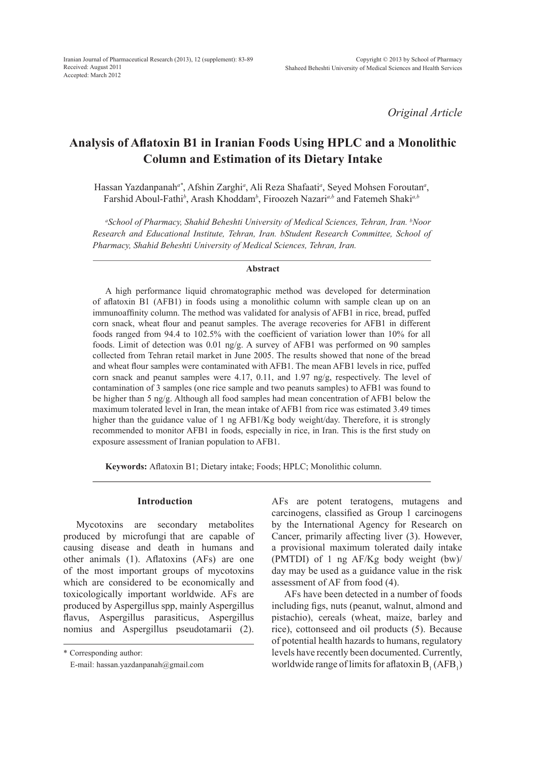*Original Article*

# Analysis of Aflatoxin B1 in Iranian Foods Using HPLC and a Monolithic Column and Estimation of its Dietary Intake

Hassan Yazdanpanah[a*], Afshin Zarghi[a], Ali Reza Shafaati[a], Seyed Mohsen Foroutan[a], Farshid Aboul-Fathi[b], Arash Khoddam[b], Firoozeh Nazari[a,b] and Fatemeh Shaki[a,b]

*[a]School of Pharmacy, Shahid Beheshti University of Medical Sciences, Tehran, Iran. [b]Noor Research and Educational Institute, Tehran, Iran. bStudent Research Committee, School of Pharmacy, Shahid Beheshti University of Medical Sciences, Tehran, Iran.*

### Abstract

A high performance liquid chromatographic method was developed for determination of aflatoxin B1 (AFB1) in foods using a monolithic column with sample clean up on an immunoaffinity column. The method was validated for analysis of AFB1 in rice, bread, puffed corn snack, wheat flour and peanut samples. The average recoveries for AFB1 in different foods ranged from 94.4 to 102.5% with the coefficient of variation lower than 10% for all foods. Limit of detection was 0.01 ng/g. A survey of AFB1 was performed on 90 samples collected from Tehran retail market in June 2005. The results showed that none of the bread and wheat flour samples were contaminated with AFB1. The mean AFB1 levels in rice, puffed corn snack and peanut samples were 4.17, 0.11, and 1.97 ng/g, respectively. The level of contamination of 3 samples (one rice sample and two peanuts samples) to AFB1 was found to be higher than 5 ng/g. Although all food samples had mean concentration of AFB1 below the maximum tolerated level in Iran, the mean intake of AFB1 from rice was estimated 3.49 times higher than the guidance value of 1 ng AFB1/Kg body weight/day. Therefore, it is strongly recommended to monitor AFB1 in foods, especially in rice, in Iran. This is the first study on exposure assessment of Iranian population to AFB1.

**Keywords:** Aflatoxin B1; Dietary intake; Foods; HPLC; Monolithic column.

## Introduction

Mycotoxins are secondary metabolites produced by microfungi that are capable of causing disease and death in humans and other animals (1). Aflatoxins (AFs) are one of the most important groups of mycotoxins which are considered to be economically and toxicologically important worldwide. AFs are produced by Aspergillus spp, mainly Aspergillus flavus, Aspergillus parasiticus, Aspergillus nomius and Aspergillus pseudotamarii (2). AFs are potent teratogens, mutagens and carcinogens, classified as Group 1 carcinogens by the International Agency for Research on Cancer, primarily affecting liver (3). However, a provisional maximum tolerated daily intake (PMTDI) of 1 ng AF/Kg body weight (bw)/day may be used as a guidance value in the risk assessment of AF from food (4).

AFs have been detected in a number of foods including figs, nuts (peanut, walnut, almond and pistachio), cereals (wheat, maize, barley and rice), cottonseed and oil products (5). Because of potential health hazards to humans, regulatory levels have recently been documented. Currently, worldwide range of limits for aflatoxin $B_1$ ($AFB_1$)

\* Corresponding author:
E-mail: hassan.yazdanpanah@gmail.com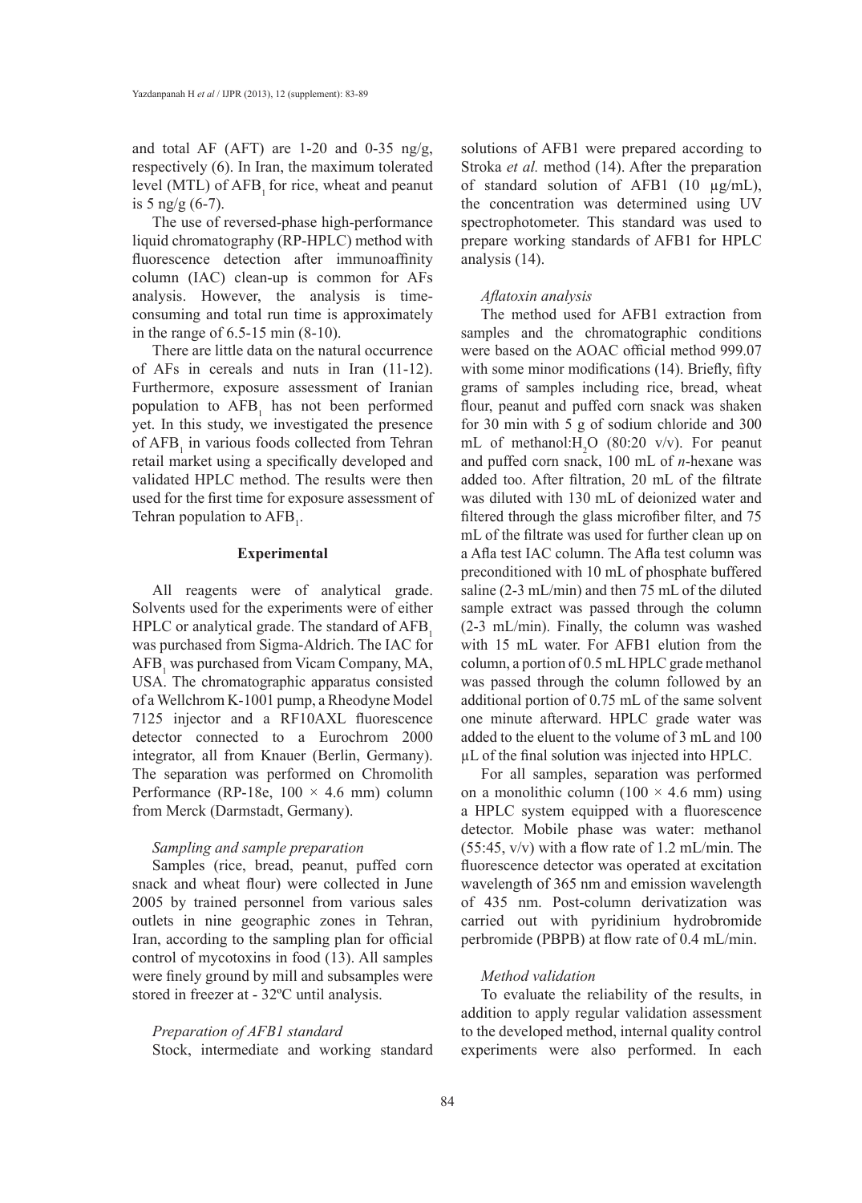and total AF (AFT) are 1-20 and 0-35 ng/g, respectively (6). In Iran, the maximum tolerated level (MTL) of $AFB_1$ for rice, wheat and peanut is 5 ng/g (6-7).

The use of reversed-phase high-performance liquid chromatography (RP-HPLC) method with fluorescence detection after immunoaffinity column (IAC) clean-up is common for AFs analysis. However, the analysis is time-consuming and total run time is approximately in the range of 6.5-15 min (8-10).

There are little data on the natural occurrence of AFs in cereals and nuts in Iran (11-12). Furthermore, exposure assessment of Iranian population to $AFB_1$ has not been performed yet. In this study, we investigated the presence of $AFB_1$ in various foods collected from Tehran retail market using a specifically developed and validated HPLC method. The results were then used for the first time for exposure assessment of Tehran population to $AFB_1$.

## Experimental

All reagents were of analytical grade. Solvents used for the experiments were of either HPLC or analytical grade. The standard of $AFB_1$ was purchased from Sigma-Aldrich. The IAC for $AFB_1$ was purchased from Vicam Company, MA, USA. The chromatographic apparatus consisted of a Wellchrom K-1001 pump, a Rheodyne Model 7125 injector and a RF10AXL fluorescence detector connected to a Eurochrom 2000 integrator, all from Knauer (Berlin, Germany). The separation was performed on Chromolith Performance (RP-18e, 100 × 4.6 mm) column from Merck (Darmstadt, Germany).

### *Sampling and sample preparation*

Samples (rice, bread, peanut, puffed corn snack and wheat flour) were collected in June 2005 by trained personnel from various sales outlets in nine geographic zones in Tehran, Iran, according to the sampling plan for official control of mycotoxins in food (13). All samples were finely ground by mill and subsamples were stored in freezer at - 32ºC until analysis.

### *Preparation of AFB1 standard*

Stock, intermediate and working standard solutions of AFB1 were prepared according to Stroka *et al.* method (14). After the preparation of standard solution of AFB1 (10 µg/mL), the concentration was determined using UV spectrophotometer. This standard was used to prepare working standards of AFB1 for HPLC analysis (14).

### *Aflatoxin analysis*

The method used for AFB1 extraction from samples and the chromatographic conditions were based on the AOAC official method 999.07 with some minor modifications (14). Briefly, fifty grams of samples including rice, bread, wheat flour, peanut and puffed corn snack was shaken for 30 min with 5 g of sodium chloride and 300 mL of methanol:$H_2O$ (80:20 v/v). For peanut and puffed corn snack, 100 mL of *n*-hexane was added too. After filtration, 20 mL of the filtrate was diluted with 130 mL of deionized water and filtered through the glass microfiber filter, and 75 mL of the filtrate was used for further clean up on a Afla test IAC column. The Afla test column was preconditioned with 10 mL of phosphate buffered saline (2-3 mL/min) and then 75 mL of the diluted sample extract was passed through the column (2-3 mL/min). Finally, the column was washed with 15 mL water. For AFB1 elution from the column, a portion of 0.5 mL HPLC grade methanol was passed through the column followed by an additional portion of 0.75 mL of the same solvent one minute afterward. HPLC grade water was added to the eluent to the volume of 3 mL and 100 µL of the final solution was injected into HPLC.

For all samples, separation was performed on a monolithic column (100 × 4.6 mm) using a HPLC system equipped with a fluorescence detector. Mobile phase was water: methanol (55:45, v/v) with a flow rate of 1.2 mL/min. The fluorescence detector was operated at excitation wavelength of 365 nm and emission wavelength of 435 nm. Post-column derivatization was carried out with pyridinium hydrobromide perbromide (PBPB) at flow rate of 0.4 mL/min.

### *Method validation*

To evaluate the reliability of the results, in addition to apply regular validation assessment to the developed method, internal quality control experiments were also performed. In each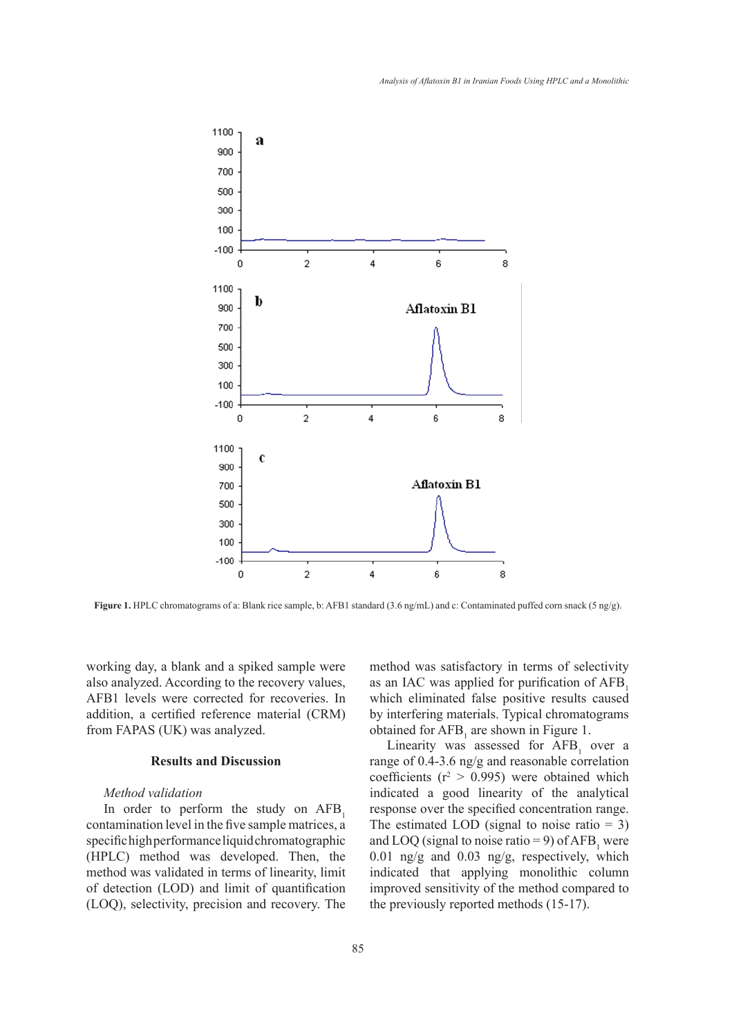Figure 1. HPLC chromatograms of a: Blank rice sample, b: AFB1 standard (3.6 ng/mL) and c: Contaminated puffed corn snack (5 ng/g).

working day, a blank and a spiked sample were also analyzed. According to the recovery values, AFB1 levels were corrected for recoveries. In addition, a certified reference material (CRM) from FAPAS (UK) was analyzed.

## Results and Discussion

### *Method validation*

In order to perform the study on $AFB_1$ contamination level in the five sample matrices, a specific high performance liquid chromatographic (HPLC) method was developed. Then, the method was validated in terms of linearity, limit of detection (LOD) and limit of quantification (LOQ), selectivity, precision and recovery. The method was satisfactory in terms of selectivity as an IAC was applied for purification of $AFB_1$ which eliminated false positive results caused by interfering materials. Typical chromatograms obtained for $AFB_1$ are shown in Figure 1.

Linearity was assessed for $AFB_1$ over a range of 0.4-3.6 ng/g and reasonable correlation coefficients ($r^2 > 0.995$) were obtained which indicated a good linearity of the analytical response over the specified concentration range. The estimated LOD (signal to noise ratio = 3) and LOQ (signal to noise ratio = 9) of $AFB_1$ were 0.01 ng/g and 0.03 ng/g, respectively, which indicated that applying monolithic column improved sensitivity of the method compared to the previously reported methods (15-17).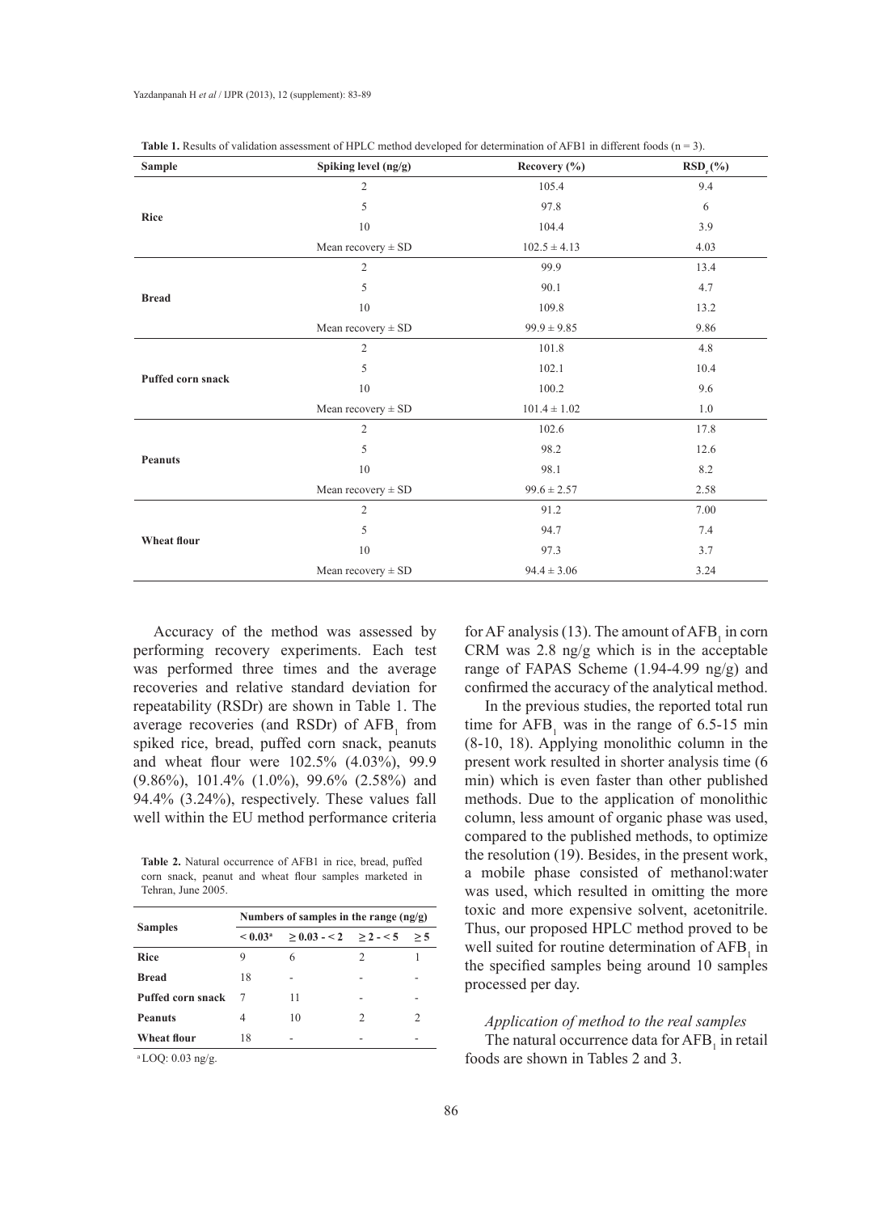**Table 1.** Results of validation assessment of HPLC method developed for determination of AFB1 in different foods (n = 3).

| Sample | Spiking level (ng/g) | Recovery (%) | $RSD_r$ (%) |
|---|---|---|---|
| Rice | 2 | 105.4 | 9.4 |
| | 5 | 97.8 | 6 |
| | 10 | 104.4 | 3.9 |
| | Mean recovery ± SD | 102.5 ± 4.13 | 4.03 |
| Bread | 2 | 99.9 | 13.4 |
| | 5 | 90.1 | 4.7 |
| | 10 | 109.8 | 13.2 |
| | Mean recovery ± SD | 99.9 ± 9.85 | 9.86 |
| Puffed corn snack | 2 | 101.8 | 4.8 |
| | 5 | 102.1 | 10.4 |
| | 10 | 100.2 | 9.6 |
| | Mean recovery ± SD | 101.4 ± 1.02 | 1.0 |
| Peanuts | 2 | 102.6 | 17.8 |
| | 5 | 98.2 | 12.6 |
| | 10 | 98.1 | 8.2 |
| | Mean recovery ± SD | 99.6 ± 2.57 | 2.58 |
| Wheat flour | 2 | 91.2 | 7.00 |
| | 5 | 94.7 | 7.4 |
| | 10 | 97.3 | 3.7 |
| | Mean recovery ± SD | 94.4 ± 3.06 | 3.24 |

Accuracy of the method was assessed by performing recovery experiments. Each test was performed three times and the average recoveries and relative standard deviation for repeatability (RSDr) are shown in Table 1. The average recoveries (and RSDr) of $AFB_1$ from spiked rice, bread, puffed corn snack, peanuts and wheat flour were 102.5% (4.03%), 99.9 (9.86%), 101.4% (1.0%), 99.6% (2.58%) and 94.4% (3.24%), respectively. These values fall well within the EU method performance criteria for AF analysis (13). The amount of $AFB_1$ in corn CRM was 2.8 ng/g which is in the acceptable range of FAPAS Scheme (1.94-4.99 ng/g) and confirmed the accuracy of the analytical method.

In the previous studies, the reported total run time for $AFB_1$ was in the range of 6.5-15 min (8-10, 18). Applying monolithic column in the present work resulted in shorter analysis time (6 min) which is even faster than other published methods. Due to the application of monolithic column, less amount of organic phase was used, compared to the published methods, to optimize the resolution (19). Besides, in the present work, a mobile phase consisted of methanol:water was used, which resulted in omitting the more toxic and more expensive solvent, acetonitrile. Thus, our proposed HPLC method proved to be well suited for routine determination of $AFB_1$ in the specified samples being around 10 samples processed per day.

**Table 2.** Natural occurrence of AFB1 in rice, bread, puffed corn snack, peanut and wheat flour samples marketed in Tehran, June 2005.

| Samples | Numbers of samples in the range (ng/g) | | | |
|---|---|---|---|---|
| | < 0.03[a] | ≥ 0.03 - < 2 | ≥ 2 - < 5 | ≥ 5 |
| Rice | 9 | 6 | 2 | 1 |
| Bread | 18 | - | - | - |
| Puffed corn snack | 7 | 11 | - | - |
| Peanuts | 4 | 10 | 2 | 2 |
| Wheat flour | 18 | - | - | - |

[a] LOQ: 0.03 ng/g.

*Application of method to the real samples*

The natural occurrence data for $AFB_1$ in retail foods are shown in Tables 2 and 3.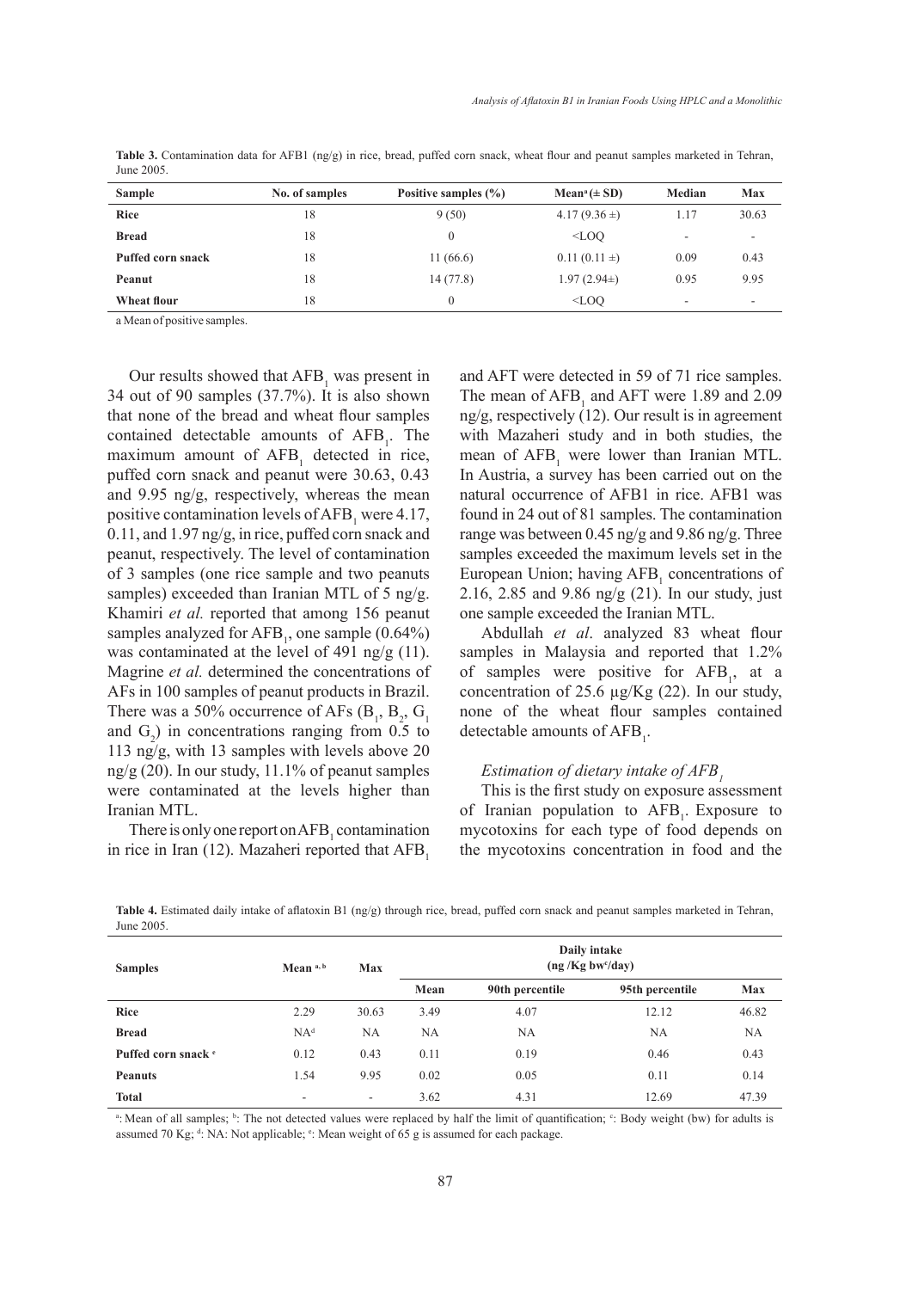**Table 3.** Contamination data for AFB1 (ng/g) in rice, bread, puffed corn snack, wheat flour and peanut samples marketed in Tehran, June 2005.

| Sample | No. of samples | Positive samples (%) | Mean[a] (± SD) | Median | Max |
|---|---|---|---|---|---|
| **Rice** | 18 | 9 (50) | 4.17 (9.36 ±) | 1.17 | 30.63 |
| **Bread** | 18 | 0 | <LOQ | - | - |
| **Puffed corn snack** | 18 | 11 (66.6) | 0.11 (0.11 ±) | 0.09 | 0.43 |
| **Peanut** | 18 | 14 (77.8) | 1.97 (2.94±) | 0.95 | 9.95 |
| **Wheat flour** | 18 | 0 | <LOQ | - | - |

a Mean of positive samples.

Our results showed that $AFB_1$ was present in 34 out of 90 samples (37.7%). It is also shown that none of the bread and wheat flour samples contained detectable amounts of $AFB_1$. The maximum amount of $AFB_1$ detected in rice, puffed corn snack and peanut were 30.63, 0.43 and 9.95 ng/g, respectively, whereas the mean positive contamination levels of $AFB_1$ were 4.17, 0.11, and 1.97 ng/g, in rice, puffed corn snack and peanut, respectively. The level of contamination of 3 samples (one rice sample and two peanuts samples) exceeded than Iranian MTL of 5 ng/g. Khamiri *et al.* reported that among 156 peanut samples analyzed for $AFB_1$, one sample (0.64%) was contaminated at the level of 491 ng/g (11). Magrine *et al.* determined the concentrations of AFs in 100 samples of peanut products in Brazil. There was a 50% occurrence of AFs ($B_1$, $B_2$, $G_1$ and $G_2$) in concentrations ranging from 0.5 to 113 ng/g, with 13 samples with levels above 20 ng/g (20). In our study, 11.1% of peanut samples were contaminated at the levels higher than Iranian MTL.

There is only one report on $AFB_1$ contamination in rice in Iran (12). Mazaheri reported that $AFB_1$ and AFT were detected in 59 of 71 rice samples. The mean of $AFB_1$ and AFT were 1.89 and 2.09 ng/g, respectively (12). Our result is in agreement with Mazaheri study and in both studies, the mean of $AFB_1$ were lower than Iranian MTL. In Austria, a survey has been carried out on the natural occurrence of AFB1 in rice. AFB1 was found in 24 out of 81 samples. The contamination range was between 0.45 ng/g and 9.86 ng/g. Three samples exceeded the maximum levels set in the European Union; having $AFB_1$ concentrations of 2.16, 2.85 and 9.86 ng/g (21). In our study, just one sample exceeded the Iranian MTL.

Abdullah *et al*. analyzed 83 wheat flour samples in Malaysia and reported that 1.2% of samples were positive for $AFB_1$, at a concentration of 25.6 µg/Kg (22). In our study, none of the wheat flour samples contained detectable amounts of $AFB_1$.

### *Estimation of dietary intake of $AFB_1$*

This is the first study on exposure assessment of Iranian population to $AFB_1$. Exposure to mycotoxins for each type of food depends on the mycotoxins concentration in food and the

**Table 4.** Estimated daily intake of aflatoxin B1 (ng/g) through rice, bread, puffed corn snack and peanut samples marketed in Tehran, June 2005.

| Samples | Mean [a, b] | Max | Daily intake (ng /Kg bw[c]/day) | | | |
|---|---|---|---|---|---|---|
| | | | Mean | 90th percentile | 95th percentile | Max |
| **Rice** | 2.29 | 30.63 | 3.49 | 4.07 | 12.12 | 46.82 |
| **Bread** | NA[d] | NA | NA | NA | NA | NA |
| **Puffed corn snack** [e] | 0.12 | 0.43 | 0.11 | 0.19 | 0.46 | 0.43 |
| **Peanuts** | 1.54 | 9.95 | 0.02 | 0.05 | 0.11 | 0.14 |
| **Total** | - | - | 3.62 | 4.31 | 12.69 | 47.39 |

[a]: Mean of all samples; [b]: The not detected values were replaced by half the limit of quantification; [c]: Body weight (bw) for adults is assumed 70 Kg; [d]: NA: Not applicable; [e]: Mean weight of 65 g is assumed for each package.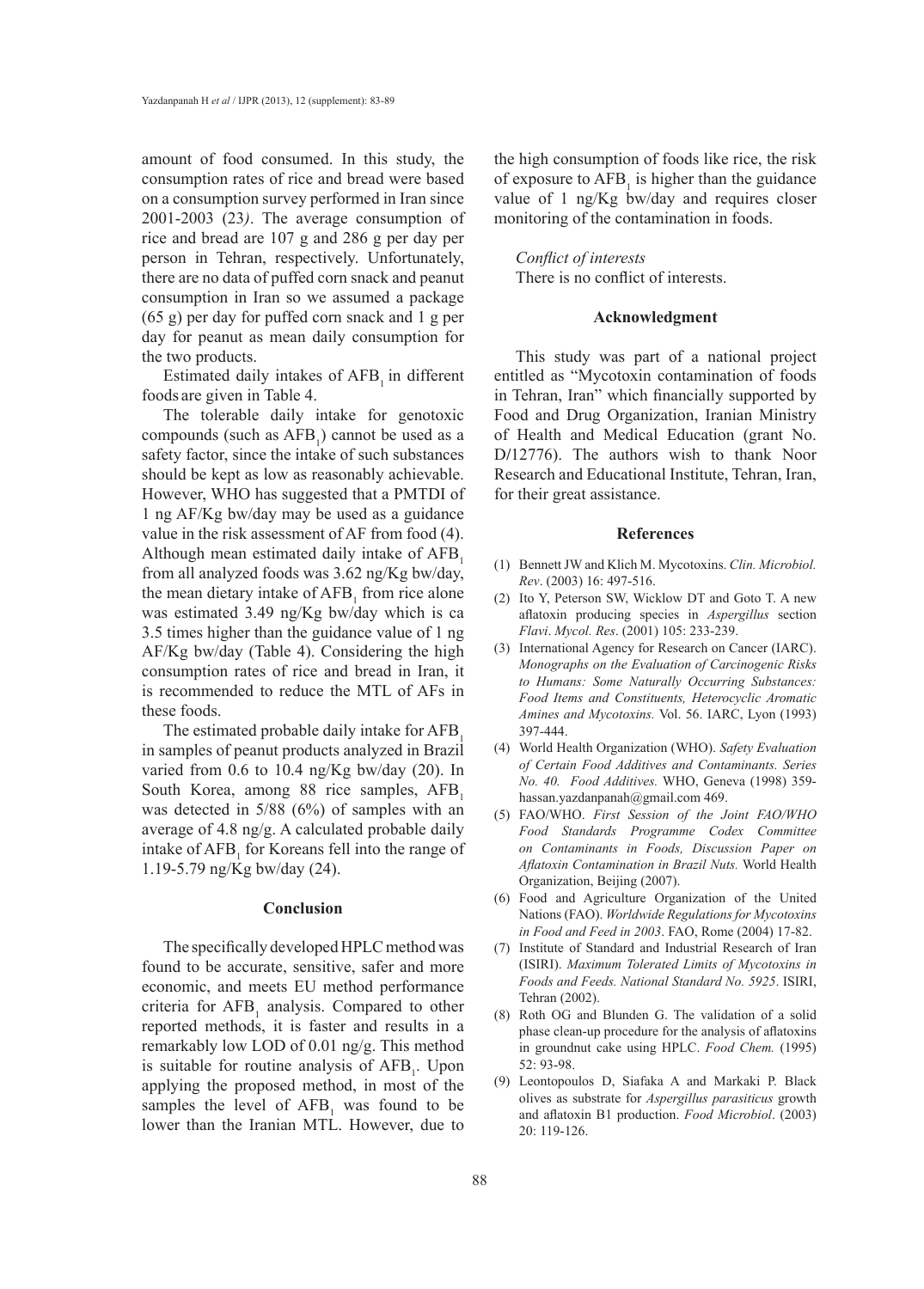amount of food consumed. In this study, the consumption rates of rice and bread were based on a consumption survey performed in Iran since 2001-2003 (23). The average consumption of rice and bread are 107 g and 286 g per day per person in Tehran, respectively. Unfortunately, there are no data of puffed corn snack and peanut consumption in Iran so we assumed a package (65 g) per day for puffed corn snack and 1 g per day for peanut as mean daily consumption for the two products.

Estimated daily intakes of $AFB_1$ in different foods are given in Table 4.

The tolerable daily intake for genotoxic compounds (such as $AFB_1$) cannot be used as a safety factor, since the intake of such substances should be kept as low as reasonably achievable. However, WHO has suggested that a PMTDI of 1 ng AF/Kg bw/day may be used as a guidance value in the risk assessment of AF from food (4). Although mean estimated daily intake of $AFB_1$ from all analyzed foods was 3.62 ng/Kg bw/day, the mean dietary intake of $AFB_1$ from rice alone was estimated 3.49 ng/Kg bw/day which is ca 3.5 times higher than the guidance value of 1 ng AF/Kg bw/day (Table 4). Considering the high consumption rates of rice and bread in Iran, it is recommended to reduce the MTL of AFs in these foods.

The estimated probable daily intake for $AFB_1$ in samples of peanut products analyzed in Brazil varied from 0.6 to 10.4 ng/Kg bw/day (20). In South Korea, among 88 rice samples, $AFB_1$ was detected in 5/88 (6%) of samples with an average of 4.8 ng/g. A calculated probable daily intake of $AFB_1$ for Koreans fell into the range of 1.19-5.79 ng/Kg bw/day (24).

## Conclusion

The specifically developed HPLC method was found to be accurate, sensitive, safer and more economic, and meets EU method performance criteria for $AFB_1$ analysis. Compared to other reported methods, it is faster and results in a remarkably low LOD of 0.01 ng/g. This method is suitable for routine analysis of $AFB_1$. Upon applying the proposed method, in most of the samples the level of $AFB_1$ was found to be lower than the Iranian MTL. However, due to the high consumption of foods like rice, the risk of exposure to $AFB_1$ is higher than the guidance value of 1 ng/Kg bw/day and requires closer monitoring of the contamination in foods.

*Conflict of interests*

There is no conflict of interests.

## Acknowledgment

This study was part of a national project entitled as "Mycotoxin contamination of foods in Tehran, Iran" which financially supported by Food and Drug Organization, Iranian Ministry of Health and Medical Education (grant No. D/12776). The authors wish to thank Noor Research and Educational Institute, Tehran, Iran, for their great assistance.

## References

(1) Bennett JW and Klich M. Mycotoxins. *Clin. Microbiol. Rev*. (2003) 16: 497-516.

(2) Ito Y, Peterson SW, Wicklow DT and Goto T. A new aflatoxin producing species in *Aspergillus* section *Flavi*. *Mycol. Res*. (2001) 105: 233-239.

(3) International Agency for Research on Cancer (IARC). *Monographs on the Evaluation of Carcinogenic Risks to Humans: Some Naturally Occurring Substances: Food Items and Constituents, Heterocyclic Aromatic Amines and Mycotoxins.* Vol. 56. IARC, Lyon (1993) 397-444.

(4) World Health Organization (WHO). *Safety Evaluation of Certain Food Additives and Contaminants. Series No. 40. Food Additives.* WHO, Geneva (1998) 359-hassan.yazdanpanah@gmail.com 469.

(5) FAO/WHO. *First Session of the Joint FAO/WHO Food Standards Programme Codex Committee on Contaminants in Foods, Discussion Paper on Aflatoxin Contamination in Brazil Nuts.* World Health Organization, Beijing (2007).

(6) Food and Agriculture Organization of the United Nations (FAO). *Worldwide Regulations for Mycotoxins in Food and Feed in 2003*. FAO, Rome (2004) 17-82.

(7) Institute of Standard and Industrial Research of Iran (ISIRI). *Maximum Tolerated Limits of Mycotoxins in Foods and Feeds. National Standard No. 5925*. ISIRI, Tehran (2002).

(8) Roth OG and Blunden G. The validation of a solid phase clean-up procedure for the analysis of aflatoxins in groundnut cake using HPLC. *Food Chem.* (1995) 52: 93-98.

(9) Leontopoulos D, Siafaka A and Markaki P. Black olives as substrate for *Aspergillus parasiticus* growth and aflatoxin B1 production. *Food Microbiol*. (2003) 20: 119-126.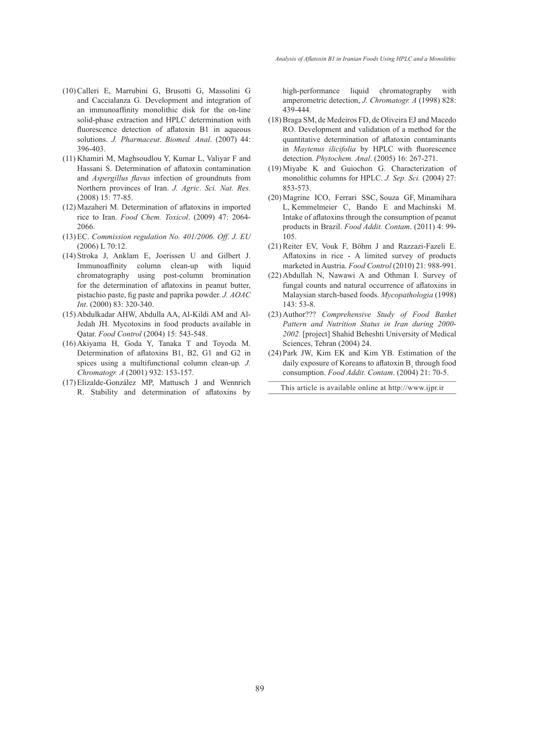(10) Calleri E, Marrubini G, Brusotti G, Massolini G and Caccialanza G. Development and integration of an immunoaffinity monolithic disk for the on-line solid-phase extraction and HPLC determination with fluorescence detection of aflatoxin B1 in aqueous solutions. *J. Pharmaceut. Biomed. Anal*. (2007) 44: 396-403.

(11) Khamiri M, Maghsoudlou Y, Kumar L, Valiyar F and Hassani S. Determination of aflatoxin contamination and *Aspergillus flavus* infection of groundnuts from Northern provinces of Iran. *J. Agric. Sci. Nat. Res.* (2008) 15: 77-85.

(12) Mazaheri M. Determination of aflatoxins in imported rice to Iran. *Food Chem. Toxicol*. (2009) 47: 2064-2066.

(13) EC. *Commission regulation No. 401/2006. Off. J. EU* (2006) L 70:12.

(14) Stroka J, Anklam E, Joerissen U and Gilbert J. Immunoaffinity column clean-up with liquid chromatography using post-column bromination for the determination of aflatoxins in peanut butter, pistachio paste, fig paste and paprika powder. *J. AOAC Int*. (2000) 83: 320-340.

(15) Abdulkadar AHW, Abdulla AA, Al-Kildi AM and Al-Jedah JH. Mycotoxins in food products available in Qatar. *Food Control* (2004) 15: 543-548.

(16) Akiyama H, Goda Y, Tanaka T and Toyoda M. Determination of aflatoxins B1, B2, G1 and G2 in spices using a multifunctional column clean-up. *J. Chromatogr. A* (2001) 932: 153-157.

(17) Elizalde-González MP, Mattusch J and Wennrich R. Stability and determination of aflatoxins by high-performance liquid chromatography with amperometric detection, *J. Chromatogr. A* (1998) 828: 439-444.

(18) Braga SM, de Medeiros FD, de Oliveira EJ and Macedo RO. Development and validation of a method for the quantitative determination of aflatoxin contaminants in *Maytenus ilicifolia* by HPLC with fluorescence detection. *Phytochem. Anal*. (2005) 16: 267-271.

(19) Miyabe K and Guiochon G. Characterization of monolithic columns for HPLC. *J. Sep. Sci.* (2004) 27: 853-573.

(20) Magrine ICO, Ferrari SSC, Souza GF, Minamihara L, Kemmelmeier C, Bando E and Machinski M. Intake of aflatoxins through the consumption of peanut products in Brazil. *Food Addit. Contam*. (2011) 4: 99-105.

(21) Reiter EV, Vouk F, Böhm J and Razzazi-Fazeli E. Aflatoxins in rice - A limited survey of products marketed in Austria. *Food Control* (2010) 21: 988-991.

(22) Abdullah N, Nawawi A and Othman I. Survey of fungal counts and natural occurrence of aflatoxins in Malaysian starch-based foods. *Mycopathologia* (1998) 143: 53-8.

(23) Author??? *Comprehensive Study of Food Basket Pattern and Nutrition Status in Iran during 2000-2002.* [project] Shahid Beheshti University of Medical Sciences, Tehran (2004) 24.

(24) Park JW, Kim EK and Kim YB. Estimation of the daily exposure of Koreans to aflatoxin $B_1$ through food consumption. *Food Addit. Contam*. (2004) 21: 70-5.

This article is available online at http://www.ijpr.ir